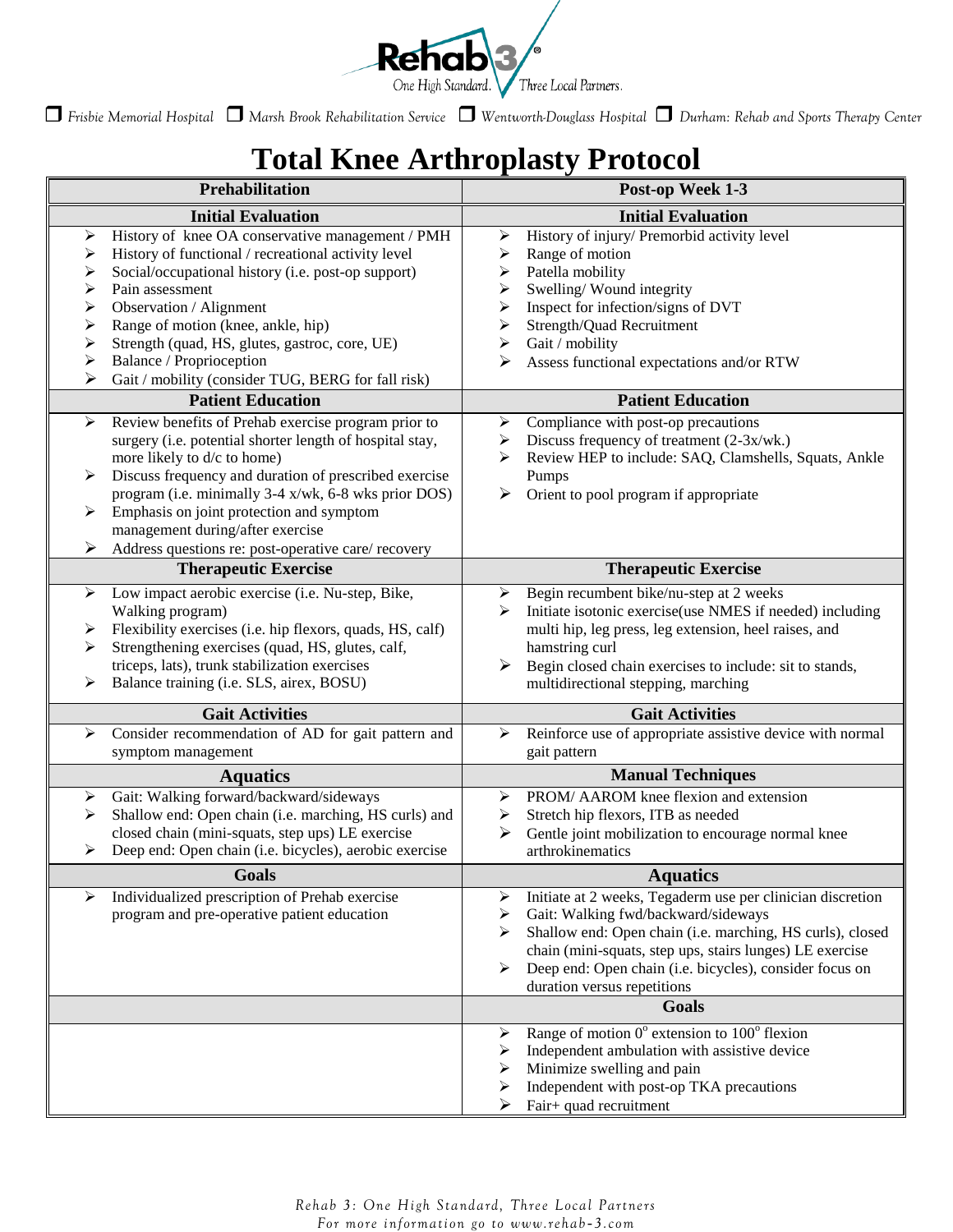Rehab 3 — One High Standard. Three Local Partners.

☐ Frisbie Memorial Hospital ☐ Marsh Brook Rehabilitation Service ☐ Wentworth-Douglass Hospital ☐ Durham: Rehab and Sports Therapy Center

# Total Knee Arthroplasty Protocol

| Prehabilitation | Post-op Week 1-3 |
|---|---|
| **Initial Evaluation** | **Initial Evaluation** |
| ➢ History of knee OA conservative management / PMH<br>➢ History of functional / recreational activity level<br>➢ Social/occupational history (i.e. post-op support)<br>➢ Pain assessment<br>➢ Observation / Alignment<br>➢ Range of motion (knee, ankle, hip)<br>➢ Strength (quad, HS, glutes, gastroc, core, UE)<br>➢ Balance / Proprioception<br>➢ Gait / mobility (consider TUG, BERG for fall risk) | ➢ History of injury/ Premorbid activity level<br>➢ Range of motion<br>➢ Patella mobility<br>➢ Swelling/ Wound integrity<br>➢ Inspect for infection/signs of DVT<br>➢ Strength/Quad Recruitment<br>➢ Gait / mobility<br>➢ Assess functional expectations and/or RTW |
| **Patient Education** | **Patient Education** |
| ➢ Review benefits of Prehab exercise program prior to surgery (i.e. potential shorter length of hospital stay, more likely to d/c to home)<br>➢ Discuss frequency and duration of prescribed exercise program (i.e. minimally 3-4 x/wk, 6-8 wks prior DOS)<br>➢ Emphasis on joint protection and symptom management during/after exercise<br>➢ Address questions re: post-operative care/ recovery | ➢ Compliance with post-op precautions<br>➢ Discuss frequency of treatment (2-3x/wk.)<br>➢ Review HEP to include: SAQ, Clamshells, Squats, Ankle Pumps<br>➢ Orient to pool program if appropriate |
| **Therapeutic Exercise** | **Therapeutic Exercise** |
| ➢ Low impact aerobic exercise (i.e. Nu-step, Bike, Walking program)<br>➢ Flexibility exercises (i.e. hip flexors, quads, HS, calf)<br>➢ Strengthening exercises (quad, HS, glutes, calf, triceps, lats), trunk stabilization exercises<br>➢ Balance training (i.e. SLS, airex, BOSU) | ➢ Begin recumbent bike/nu-step at 2 weeks<br>➢ Initiate isotonic exercise(use NMES if needed) including multi hip, leg press, leg extension, heel raises, and hamstring curl<br>➢ Begin closed chain exercises to include: sit to stands, multidirectional stepping, marching |
| **Gait Activities** | **Gait Activities** |
| ➢ Consider recommendation of AD for gait pattern and symptom management | ➢ Reinforce use of appropriate assistive device with normal gait pattern |
| **Aquatics** | **Manual Techniques** |
| ➢ Gait: Walking forward/backward/sideways<br>➢ Shallow end: Open chain (i.e. marching, HS curls) and closed chain (mini-squats, step ups) LE exercise<br>➢ Deep end: Open chain (i.e. bicycles), aerobic exercise | ➢ PROM/ AAROM knee flexion and extension<br>➢ Stretch hip flexors, ITB as needed<br>➢ Gentle joint mobilization to encourage normal knee arthrokinematics |
| **Goals** | **Aquatics** |
| ➢ Individualized prescription of Prehab exercise program and pre-operative patient education | ➢ Initiate at 2 weeks, Tegaderm use per clinician discretion<br>➢ Gait: Walking fwd/backward/sideways<br>➢ Shallow end: Open chain (i.e. marching, HS curls), closed chain (mini-squats, step ups, stairs lunges) LE exercise<br>➢ Deep end: Open chain (i.e. bicycles), consider focus on duration versus repetitions |
| | **Goals** |
| | ➢ Range of motion $0^{o}$ extension to $100^{o}$ flexion<br>➢ Independent ambulation with assistive device<br>➢ Minimize swelling and pain<br>➢ Independent with post-op TKA precautions<br>➢ Fair+ quad recruitment |

*Rehab 3: One High Standard, Three Local Partners*
*For more information go to www.rehab-3.com*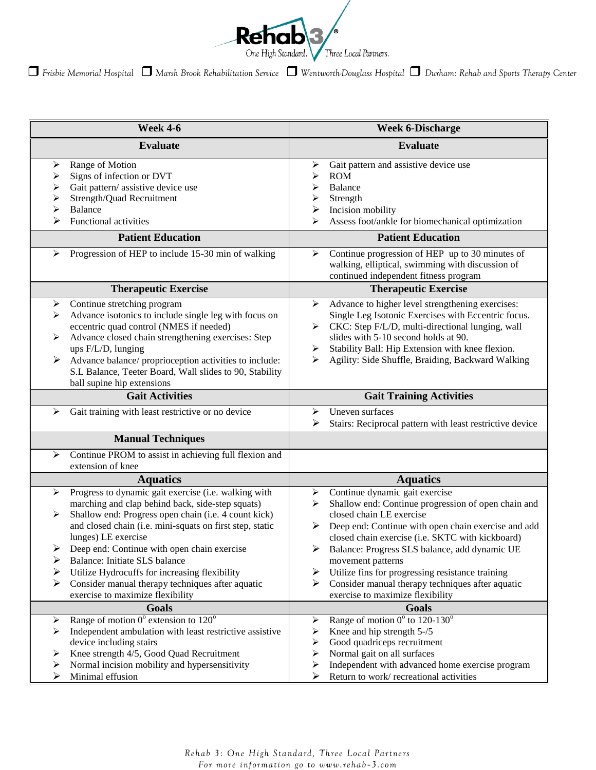Rehab 3® One High Standard. Three Local Partners.

❒ Frisbie Memorial Hospital ❒ Marsh Brook Rehabilitation Service ❒ Wentworth-Douglass Hospital ❒ Durham: Rehab and Sports Therapy Center

| Week 4-6 | Week 6-Discharge |
|---|---|
| **Evaluate** | **Evaluate** |
| ➢ Range of Motion<br>➢ Signs of infection or DVT<br>➢ Gait pattern/ assistive device use<br>➢ Strength/Quad Recruitment<br>➢ Balance<br>➢ Functional activities | ➢ Gait pattern and assistive device use<br>➢ ROM<br>➢ Balance<br>➢ Strength<br>➢ Incision mobility<br>➢ Assess foot/ankle for biomechanical optimization |
| **Patient Education** | **Patient Education** |
| ➢ Progression of HEP to include 15-30 min of walking | ➢ Continue progression of HEP up to 30 minutes of walking, elliptical, swimming with discussion of continued independent fitness program |
| **Therapeutic Exercise** | **Therapeutic Exercise** |
| ➢ Continue stretching program<br>➢ Advance isotonics to include single leg with focus on eccentric quad control (NMES if needed)<br>➢ Advance closed chain strengthening exercises: Step ups F/L/D, lunging<br>➢ Advance balance/ proprioception activities to include: S.L Balance, Teeter Board, Wall slides to 90, Stability ball supine hip extensions | ➢ Advance to higher level strengthening exercises: Single Leg Isotonic Exercises with Eccentric focus.<br>➢ CKC: Step F/L/D, multi-directional lunging, wall slides with 5-10 second holds at 90.<br>➢ Stability Ball: Hip Extension with knee flexion.<br>➢ Agility: Side Shuffle, Braiding, Backward Walking |
| **Gait Activities** | **Gait Training Activities** |
| ➢ Gait training with least restrictive or no device | ➢ Uneven surfaces<br>➢ Stairs: Reciprocal pattern with least restrictive device |
| **Manual Techniques** | |
| ➢ Continue PROM to assist in achieving full flexion and extension of knee | |
| **Aquatics** | **Aquatics** |
| ➢ Progress to dynamic gait exercise (i.e. walking with marching and clap behind back, side-step squats)<br>➢ Shallow end: Progress open chain (i.e. 4 count kick) and closed chain (i.e. mini-squats on first step, static lunges) LE exercise<br>➢ Deep end: Continue with open chain exercise<br>➢ Balance: Initiate SLS balance<br>➢ Utilize Hydrocuffs for increasing flexibility<br>➢ Consider manual therapy techniques after aquatic exercise to maximize flexibility | ➢ Continue dynamic gait exercise<br>➢ Shallow end: Continue progression of open chain and closed chain LE exercise<br>➢ Deep end: Continue with open chain exercise and add closed chain exercise (i.e. SKTC with kickboard)<br>➢ Balance: Progress SLS balance, add dynamic UE movement patterns<br>➢ Utilize fins for progressing resistance training<br>➢ Consider manual therapy techniques after aquatic exercise to maximize flexibility |
| **Goals** | **Goals** |
| ➢ Range of motion $0^{o}$ extension to $120^{o}$<br>➢ Independent ambulation with least restrictive assistive device including stairs<br>➢ Knee strength 4/5, Good Quad Recruitment<br>➢ Normal incision mobility and hypersensitivity<br>➢ Minimal effusion | ➢ Range of motion $0^{o}$ to $120\text{-}130^{o}$<br>➢ Knee and hip strength 5-/5<br>➢ Good quadriceps recruitment<br>➢ Normal gait on all surfaces<br>➢ Independent with advanced home exercise program<br>➢ Return to work/ recreational activities |

*Rehab 3: One High Standard, Three Local Partners*
*For more information go to www.rehab-3.com*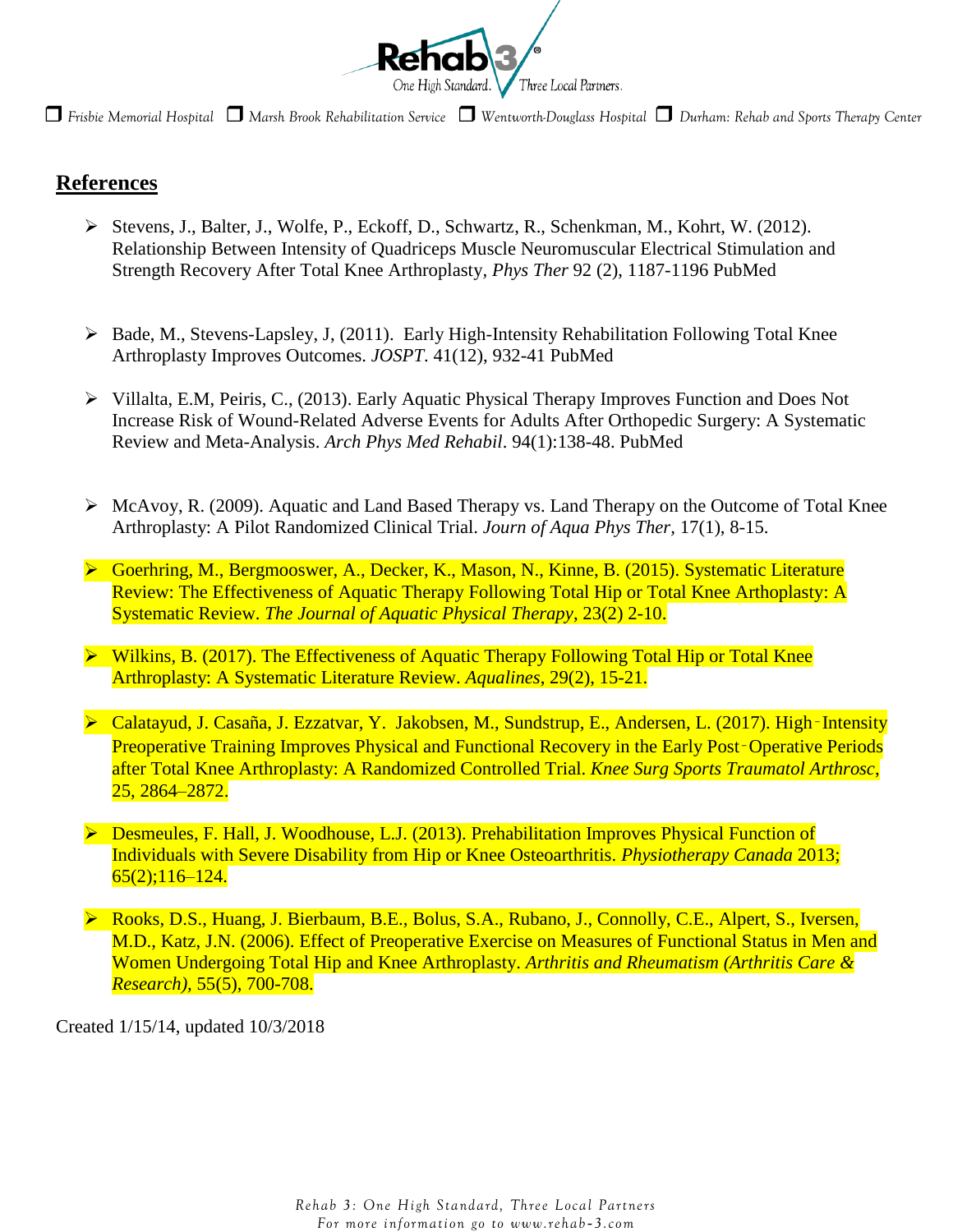## References

- Stevens, J., Balter, J., Wolfe, P., Eckoff, D., Schwartz, R., Schenkman, M., Kohrt, W. (2012). Relationship Between Intensity of Quadriceps Muscle Neuromuscular Electrical Stimulation and Strength Recovery After Total Knee Arthroplasty, *Phys Ther* 92 (2), 1187-1196 PubMed

- Bade, M., Stevens-Lapsley, J, (2011). Early High-Intensity Rehabilitation Following Total Knee Arthroplasty Improves Outcomes. *JOSPT*. 41(12), 932-41 PubMed

- Villalta, E.M, Peiris, C., (2013). Early Aquatic Physical Therapy Improves Function and Does Not Increase Risk of Wound-Related Adverse Events for Adults After Orthopedic Surgery: A Systematic Review and Meta-Analysis. *Arch Phys Med Rehabil*. 94(1):138-48. PubMed

- McAvoy, R. (2009). Aquatic and Land Based Therapy vs. Land Therapy on the Outcome of Total Knee Arthroplasty: A Pilot Randomized Clinical Trial. *Journ of Aqua Phys Ther,* 17(1), 8-15.

- Goerhring, M., Bergmooswer, A., Decker, K., Mason, N., Kinne, B. (2015). Systematic Literature Review: The Effectiveness of Aquatic Therapy Following Total Hip or Total Knee Arthoplasty: A Systematic Review. *The Journal of Aquatic Physical Therapy*, 23(2) 2-10.

- Wilkins, B. (2017). The Effectiveness of Aquatic Therapy Following Total Hip or Total Knee Arthroplasty: A Systematic Literature Review. *Aqualines*, 29(2), 15-21.

- Calatayud, J. Casaña, J. Ezzatvar, Y. Jakobsen, M., Sundstrup, E., Andersen, L. (2017). High‑Intensity Preoperative Training Improves Physical and Functional Recovery in the Early Post‑Operative Periods after Total Knee Arthroplasty: A Randomized Controlled Trial. *Knee Surg Sports Traumatol Arthrosc*, 25, 2864–2872.

- Desmeules, F. Hall, J. Woodhouse, L.J. (2013). Prehabilitation Improves Physical Function of Individuals with Severe Disability from Hip or Knee Osteoarthritis. *Physiotherapy Canada* 2013; 65(2);116–124.

- Rooks, D.S., Huang, J. Bierbaum, B.E., Bolus, S.A., Rubano, J., Connolly, C.E., Alpert, S., Iversen, M.D., Katz, J.N. (2006). Effect of Preoperative Exercise on Measures of Functional Status in Men and Women Undergoing Total Hip and Knee Arthroplasty. *Arthritis and Rheumatism (Arthritis Care & Research)*, 55(5), 700-708.

Created 1/15/14, updated 10/3/2018